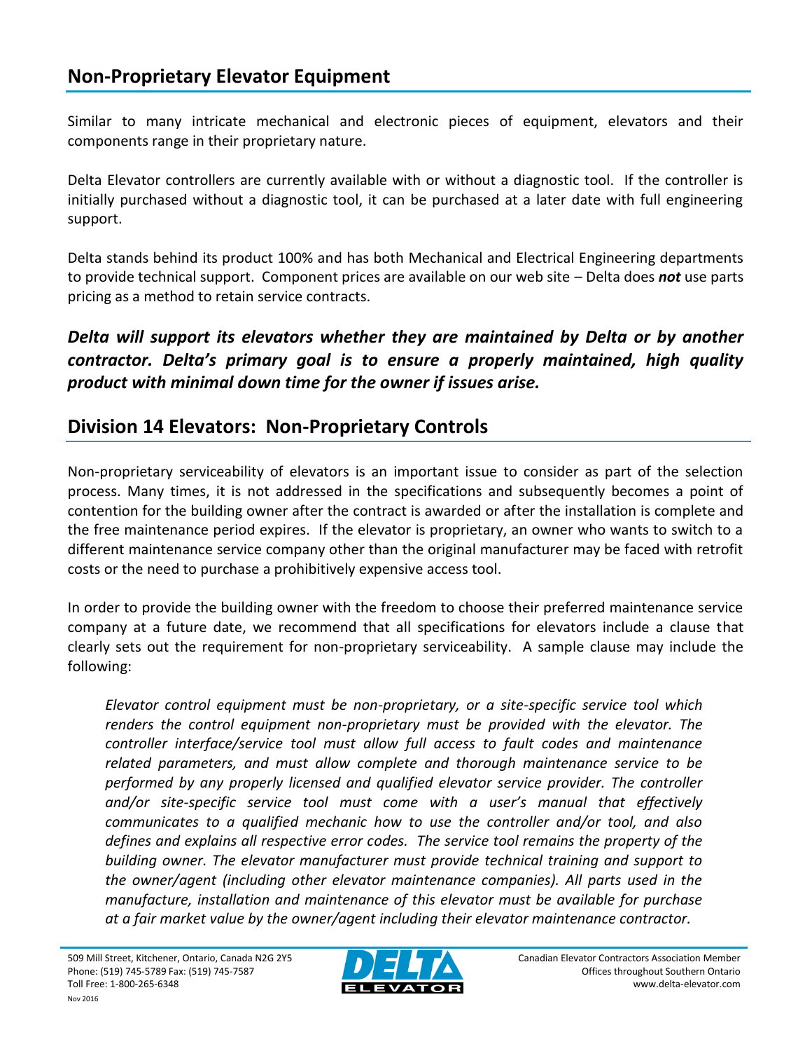## Non-Proprietary Elevator Equipment

Similar to many intricate mechanical and electronic pieces of equipment, elevators and their components range in their proprietary nature.

Delta Elevator controllers are currently available with or without a diagnostic tool. If the controller is initially purchased without a diagnostic tool, it can be purchased at a later date with full engineering support.

Delta stands behind its product 100% and has both Mechanical and Electrical Engineering departments to provide technical support. Component prices are available on our web site – Delta does ***not*** use parts pricing as a method to retain service contracts.

***Delta will support its elevators whether they are maintained by Delta or by another contractor. Delta's primary goal is to ensure a properly maintained, high quality product with minimal down time for the owner if issues arise.***

## Division 14 Elevators: Non-Proprietary Controls

Non-proprietary serviceability of elevators is an important issue to consider as part of the selection process. Many times, it is not addressed in the specifications and subsequently becomes a point of contention for the building owner after the contract is awarded or after the installation is complete and the free maintenance period expires. If the elevator is proprietary, an owner who wants to switch to a different maintenance service company other than the original manufacturer may be faced with retrofit costs or the need to purchase a prohibitively expensive access tool.

In order to provide the building owner with the freedom to choose their preferred maintenance service company at a future date, we recommend that all specifications for elevators include a clause that clearly sets out the requirement for non-proprietary serviceability. A sample clause may include the following:

> *Elevator control equipment must be non-proprietary, or a site-specific service tool which renders the control equipment non-proprietary must be provided with the elevator. The controller interface/service tool must allow full access to fault codes and maintenance related parameters, and must allow complete and thorough maintenance service to be performed by any properly licensed and qualified elevator service provider. The controller and/or site-specific service tool must come with a user's manual that effectively communicates to a qualified mechanic how to use the controller and/or tool, and also defines and explains all respective error codes. The service tool remains the property of the building owner. The elevator manufacturer must provide technical training and support to the owner/agent (including other elevator maintenance companies). All parts used in the manufacture, installation and maintenance of this elevator must be available for purchase at a fair market value by the owner/agent including their elevator maintenance contractor.*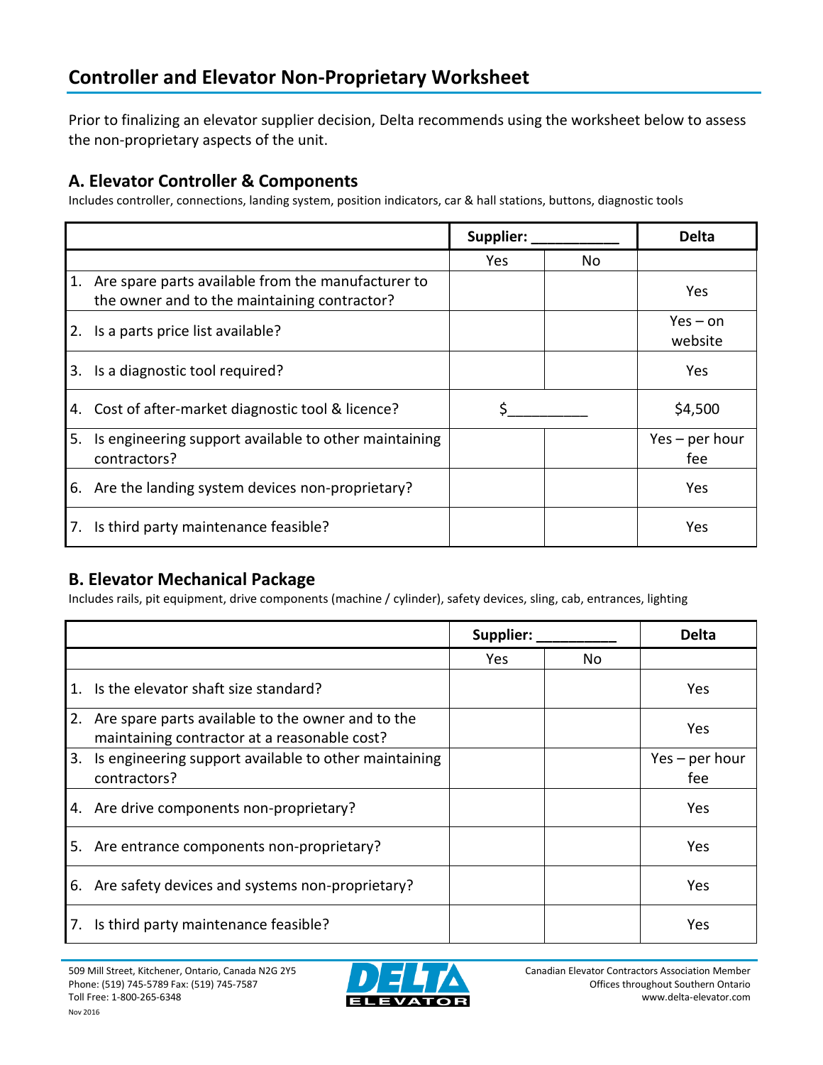## Controller and Elevator Non-Proprietary Worksheet

Prior to finalizing an elevator supplier decision, Delta recommends using the worksheet below to assess the non-proprietary aspects of the unit.

### A. Elevator Controller & Components

Includes controller, connections, landing system, position indicators, car & hall stations, buttons, diagnostic tools

| | Supplier: ___________ | | Delta |
|---|---|---|---|
| | Yes | No | |
| 1. Are spare parts available from the manufacturer to the owner and to the maintaining contractor? | | | Yes |
| 2. Is a parts price list available? | | | Yes – on website |
| 3. Is a diagnostic tool required? | | | Yes |
| 4. Cost of after-market diagnostic tool & licence? | $__________ | | $4,500 |
| 5. Is engineering support available to other maintaining contractors? | | | Yes – per hour fee |
| 6. Are the landing system devices non-proprietary? | | | Yes |
| 7. Is third party maintenance feasible? | | | Yes |

### B. Elevator Mechanical Package

Includes rails, pit equipment, drive components (machine / cylinder), safety devices, sling, cab, entrances, lighting

| | Supplier: __________ | | Delta |
|---|---|---|---|
| | Yes | No | |
| 1. Is the elevator shaft size standard? | | | Yes |
| 2. Are spare parts available to the owner and to the maintaining contractor at a reasonable cost? | | | Yes |
| 3. Is engineering support available to other maintaining contractors? | | | Yes – per hour fee |
| 4. Are drive components non-proprietary? | | | Yes |
| 5. Are entrance components non-proprietary? | | | Yes |
| 6. Are safety devices and systems non-proprietary? | | | Yes |
| 7. Is third party maintenance feasible? | | | Yes |

509 Mill Street, Kitchener, Ontario, Canada N2G 2Y5
Phone: (519) 745-5789 Fax: (519) 745-7587
Toll Free: 1-800-265-6348
Nov 2016

DELTA ELEVATOR

Canadian Elevator Contractors Association Member
Offices throughout Southern Ontario
www.delta-elevator.com